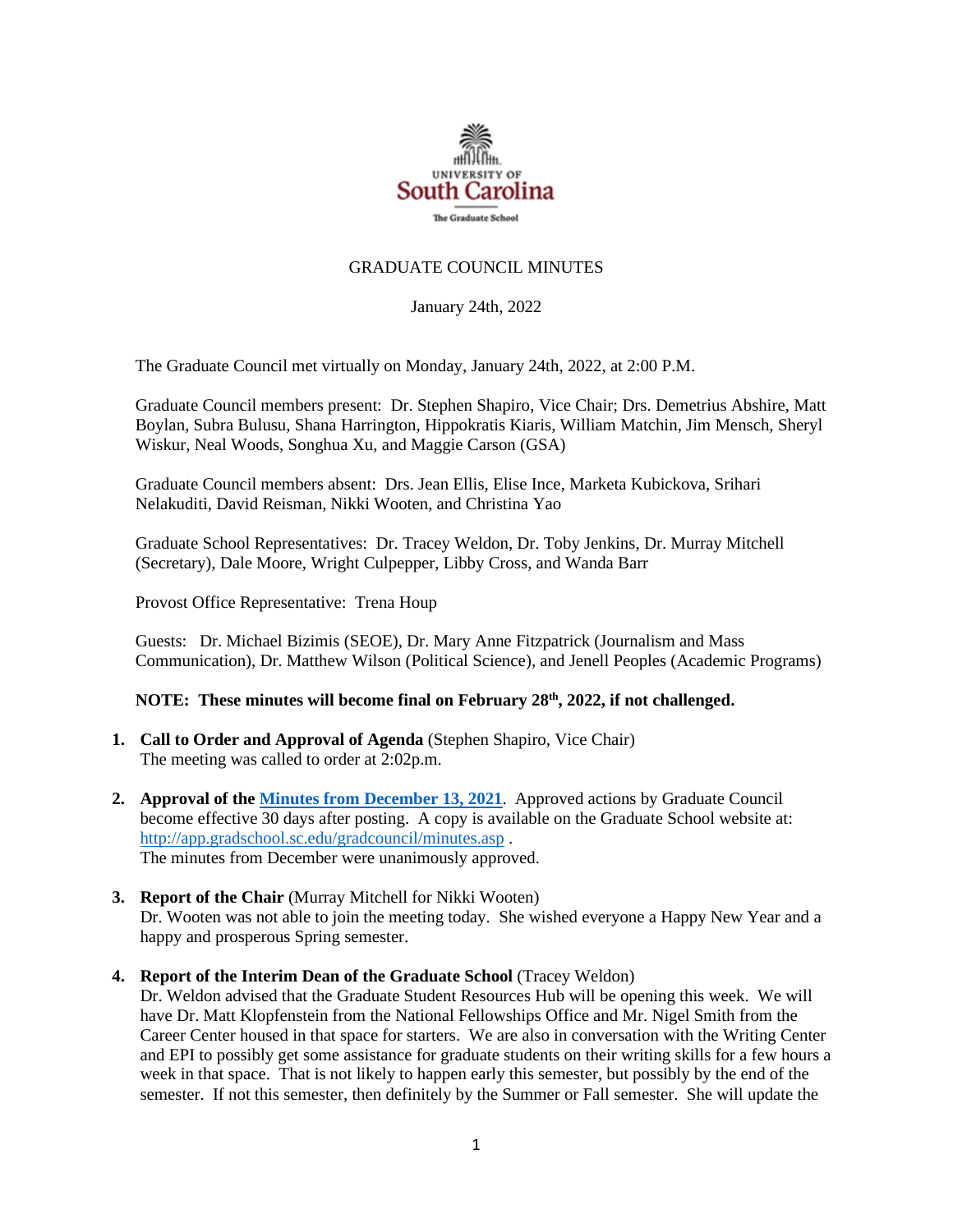UNIVERSITY OF
South Carolina
The Graduate School

# GRADUATE COUNCIL MINUTES

January 24th, 2022

The Graduate Council met virtually on Monday, January 24th, 2022, at 2:00 P.M.

Graduate Council members present: Dr. Stephen Shapiro, Vice Chair; Drs. Demetrius Abshire, Matt Boylan, Subra Bulusu, Shana Harrington, Hippokratis Kiaris, William Matchin, Jim Mensch, Sheryl Wiskur, Neal Woods, Songhua Xu, and Maggie Carson (GSA)

Graduate Council members absent: Drs. Jean Ellis, Elise Ince, Marketa Kubickova, Srihari Nelakuditi, David Reisman, Nikki Wooten, and Christina Yao

Graduate School Representatives: Dr. Tracey Weldon, Dr. Toby Jenkins, Dr. Murray Mitchell (Secretary), Dale Moore, Wright Culpepper, Libby Cross, and Wanda Barr

Provost Office Representative: Trena Houp

Guests: Dr. Michael Bizimis (SEOE), Dr. Mary Anne Fitzpatrick (Journalism and Mass Communication), Dr. Matthew Wilson (Political Science), and Jenell Peoples (Academic Programs)

**NOTE: These minutes will become final on February 28th, 2022, if not challenged.**

1. **Call to Order and Approval of Agenda** (Stephen Shapiro, Vice Chair)
   The meeting was called to order at 2:02p.m.

2. **Approval of the Minutes from December 13, 2021**. Approved actions by Graduate Council become effective 30 days after posting. A copy is available on the Graduate School website at: http://app.gradschool.sc.edu/gradcouncil/minutes.asp .
   The minutes from December were unanimously approved.

3. **Report of the Chair** (Murray Mitchell for Nikki Wooten)
   Dr. Wooten was not able to join the meeting today. She wished everyone a Happy New Year and a happy and prosperous Spring semester.

4. **Report of the Interim Dean of the Graduate School** (Tracey Weldon)
   Dr. Weldon advised that the Graduate Student Resources Hub will be opening this week. We will have Dr. Matt Klopfenstein from the National Fellowships Office and Mr. Nigel Smith from the Career Center housed in that space for starters. We are also in conversation with the Writing Center and EPI to possibly get some assistance for graduate students on their writing skills for a few hours a week in that space. That is not likely to happen early this semester, but possibly by the end of the semester. If not this semester, then definitely by the Summer or Fall semester. She will update the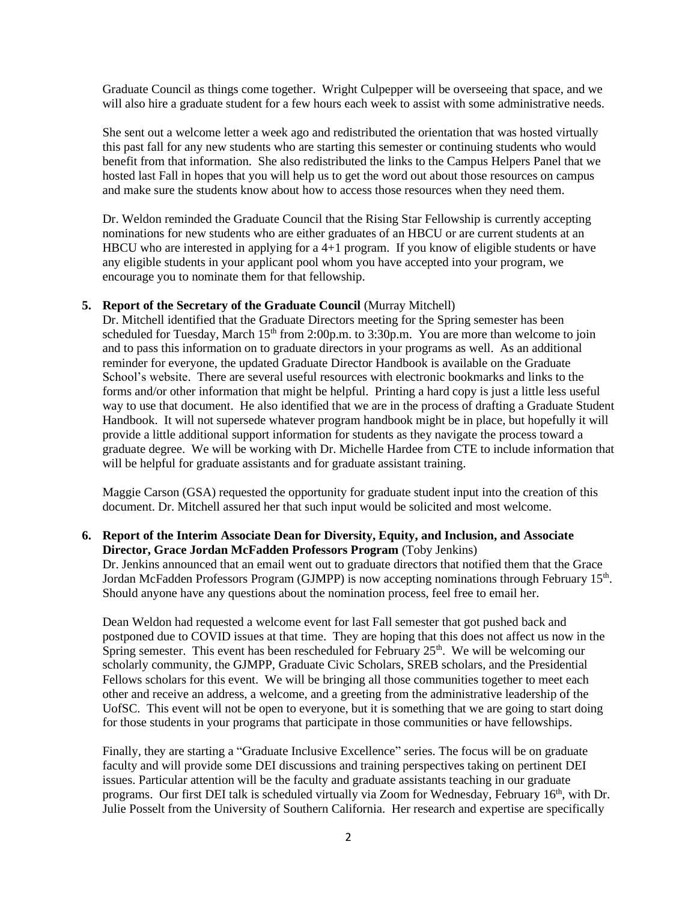Graduate Council as things come together. Wright Culpepper will be overseeing that space, and we will also hire a graduate student for a few hours each week to assist with some administrative needs.

She sent out a welcome letter a week ago and redistributed the orientation that was hosted virtually this past fall for any new students who are starting this semester or continuing students who would benefit from that information. She also redistributed the links to the Campus Helpers Panel that we hosted last Fall in hopes that you will help us to get the word out about those resources on campus and make sure the students know about how to access those resources when they need them.

Dr. Weldon reminded the Graduate Council that the Rising Star Fellowship is currently accepting nominations for new students who are either graduates of an HBCU or are current students at an HBCU who are interested in applying for a 4+1 program. If you know of eligible students or have any eligible students in your applicant pool whom you have accepted into your program, we encourage you to nominate them for that fellowship.

**5. Report of the Secretary of the Graduate Council** (Murray Mitchell)

Dr. Mitchell identified that the Graduate Directors meeting for the Spring semester has been scheduled for Tuesday, March 15th from 2:00p.m. to 3:30p.m. You are more than welcome to join and to pass this information on to graduate directors in your programs as well. As an additional reminder for everyone, the updated Graduate Director Handbook is available on the Graduate School's website. There are several useful resources with electronic bookmarks and links to the forms and/or other information that might be helpful. Printing a hard copy is just a little less useful way to use that document. He also identified that we are in the process of drafting a Graduate Student Handbook. It will not supersede whatever program handbook might be in place, but hopefully it will provide a little additional support information for students as they navigate the process toward a graduate degree. We will be working with Dr. Michelle Hardee from CTE to include information that will be helpful for graduate assistants and for graduate assistant training.

Maggie Carson (GSA) requested the opportunity for graduate student input into the creation of this document. Dr. Mitchell assured her that such input would be solicited and most welcome.

**6. Report of the Interim Associate Dean for Diversity, Equity, and Inclusion, and Associate Director, Grace Jordan McFadden Professors Program** (Toby Jenkins)

Dr. Jenkins announced that an email went out to graduate directors that notified them that the Grace Jordan McFadden Professors Program (GJMPP) is now accepting nominations through February 15th. Should anyone have any questions about the nomination process, feel free to email her.

Dean Weldon had requested a welcome event for last Fall semester that got pushed back and postponed due to COVID issues at that time. They are hoping that this does not affect us now in the Spring semester. This event has been rescheduled for February 25th. We will be welcoming our scholarly community, the GJMPP, Graduate Civic Scholars, SREB scholars, and the Presidential Fellows scholars for this event. We will be bringing all those communities together to meet each other and receive an address, a welcome, and a greeting from the administrative leadership of the UofSC. This event will not be open to everyone, but it is something that we are going to start doing for those students in your programs that participate in those communities or have fellowships.

Finally, they are starting a "Graduate Inclusive Excellence" series. The focus will be on graduate faculty and will provide some DEI discussions and training perspectives taking on pertinent DEI issues. Particular attention will be the faculty and graduate assistants teaching in our graduate programs. Our first DEI talk is scheduled virtually via Zoom for Wednesday, February 16th, with Dr. Julie Posselt from the University of Southern California. Her research and expertise are specifically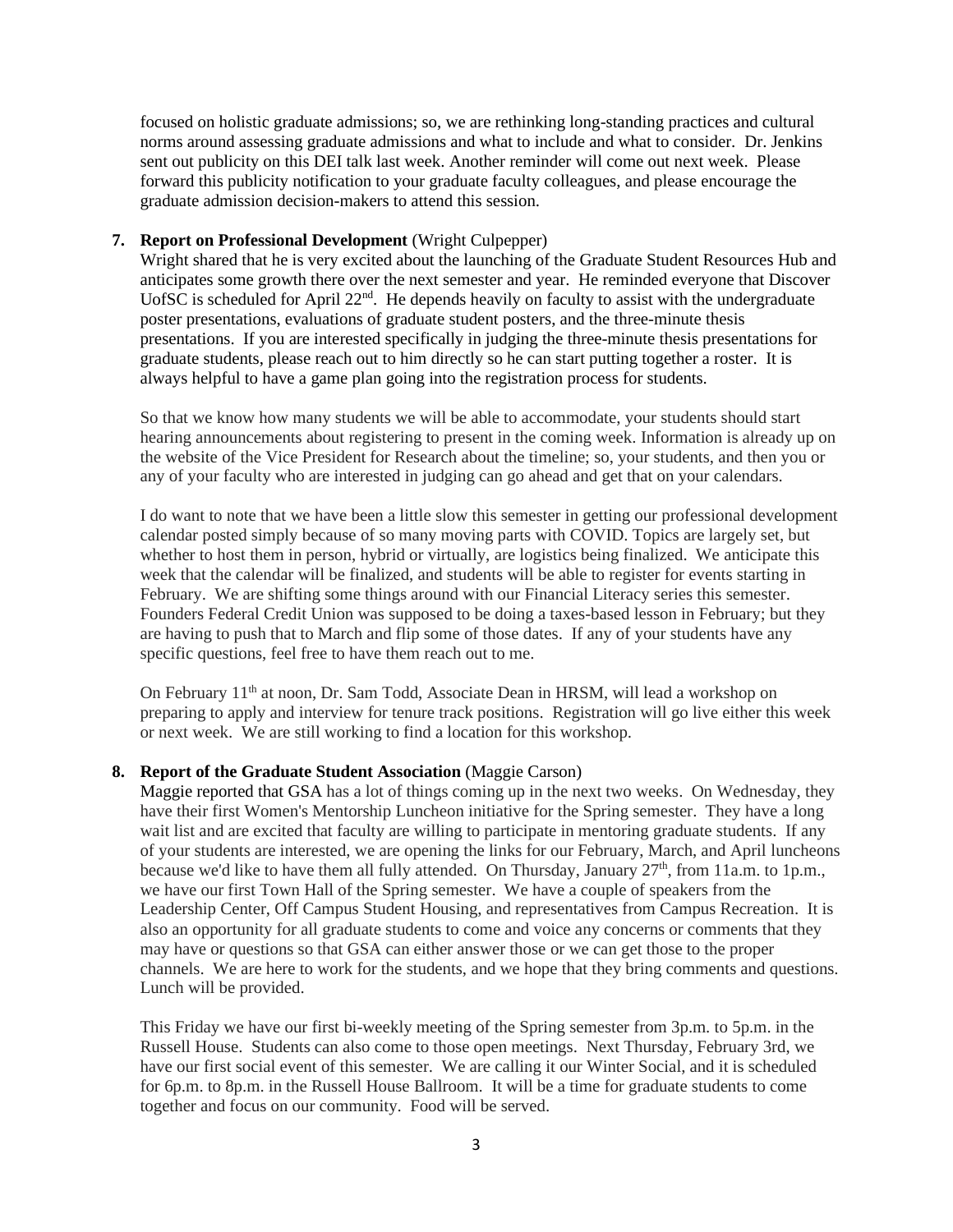focused on holistic graduate admissions; so, we are rethinking long-standing practices and cultural norms around assessing graduate admissions and what to include and what to consider. Dr. Jenkins sent out publicity on this DEI talk last week. Another reminder will come out next week. Please forward this publicity notification to your graduate faculty colleagues, and please encourage the graduate admission decision-makers to attend this session.

7. **Report on Professional Development** (Wright Culpepper)

   Wright shared that he is very excited about the launching of the Graduate Student Resources Hub and anticipates some growth there over the next semester and year. He reminded everyone that Discover UofSC is scheduled for April 22nd. He depends heavily on faculty to assist with the undergraduate poster presentations, evaluations of graduate student posters, and the three-minute thesis presentations. If you are interested specifically in judging the three-minute thesis presentations for graduate students, please reach out to him directly so he can start putting together a roster. It is always helpful to have a game plan going into the registration process for students.

   So that we know how many students we will be able to accommodate, your students should start hearing announcements about registering to present in the coming week. Information is already up on the website of the Vice President for Research about the timeline; so, your students, and then you or any of your faculty who are interested in judging can go ahead and get that on your calendars.

   I do want to note that we have been a little slow this semester in getting our professional development calendar posted simply because of so many moving parts with COVID. Topics are largely set, but whether to host them in person, hybrid or virtually, are logistics being finalized. We anticipate this week that the calendar will be finalized, and students will be able to register for events starting in February. We are shifting some things around with our Financial Literacy series this semester. Founders Federal Credit Union was supposed to be doing a taxes-based lesson in February; but they are having to push that to March and flip some of those dates. If any of your students have any specific questions, feel free to have them reach out to me.

   On February 11th at noon, Dr. Sam Todd, Associate Dean in HRSM, will lead a workshop on preparing to apply and interview for tenure track positions. Registration will go live either this week or next week. We are still working to find a location for this workshop.

8. **Report of the Graduate Student Association** (Maggie Carson)

   Maggie reported that GSA has a lot of things coming up in the next two weeks. On Wednesday, they have their first Women's Mentorship Luncheon initiative for the Spring semester. They have a long wait list and are excited that faculty are willing to participate in mentoring graduate students. If any of your students are interested, we are opening the links for our February, March, and April luncheons because we'd like to have them all fully attended. On Thursday, January 27th, from 11a.m. to 1p.m., we have our first Town Hall of the Spring semester. We have a couple of speakers from the Leadership Center, Off Campus Student Housing, and representatives from Campus Recreation. It is also an opportunity for all graduate students to come and voice any concerns or comments that they may have or questions so that GSA can either answer those or we can get those to the proper channels. We are here to work for the students, and we hope that they bring comments and questions. Lunch will be provided.

   This Friday we have our first bi-weekly meeting of the Spring semester from 3p.m. to 5p.m. in the Russell House. Students can also come to those open meetings. Next Thursday, February 3rd, we have our first social event of this semester. We are calling it our Winter Social, and it is scheduled for 6p.m. to 8p.m. in the Russell House Ballroom. It will be a time for graduate students to come together and focus on our community. Food will be served.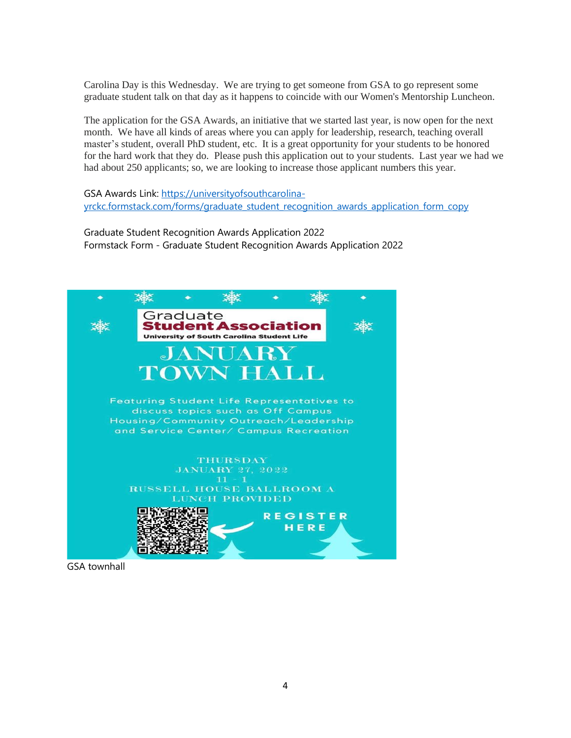Carolina Day is this Wednesday. We are trying to get someone from GSA to go represent some graduate student talk on that day as it happens to coincide with our Women's Mentorship Luncheon.

The application for the GSA Awards, an initiative that we started last year, is now open for the next month. We have all kinds of areas where you can apply for leadership, research, teaching overall master's student, overall PhD student, etc. It is a great opportunity for your students to be honored for the hard work that they do. Please push this application out to your students. Last year we had we had about 250 applicants; so, we are looking to increase those applicant numbers this year.

GSA Awards Link: [https://universityofsouthcarolina-yrckc.formstack.com/forms/graduate_student_recognition_awards_application_form_copy](https://universityofsouthcarolina-yrckc.formstack.com/forms/graduate_student_recognition_awards_application_form_copy)

Graduate Student Recognition Awards Application 2022
Formstack Form - Graduate Student Recognition Awards Application 2022

Graduate Student Association
University of South Carolina Student Life

JANUARY TOWN HALL

Featuring Student Life Representatives to discuss topics such as Off Campus Housing/Community Outreach/Leadership and Service Center/ Campus Recreation

THURSDAY
JANUARY 27, 2022
11 - 1
RUSSELL HOUSE BALLROOM A
LUNCH PROVIDED

REGISTER HERE

GSA townhall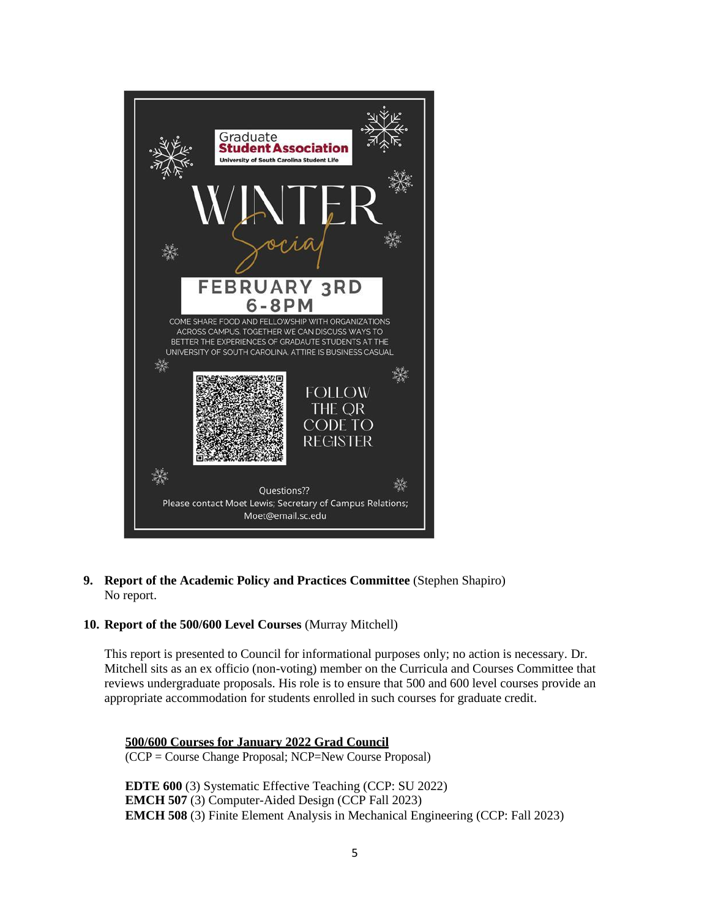Graduate
**Student Association**
University of South Carolina Student Life

# WINTER Social

**FEBRUARY 3RD**
**6-8PM**

COME SHARE FOOD AND FELLOWSHIP WITH ORGANIZATIONS ACROSS CAMPUS. TOGETHER WE CAN DISCUSS WAYS TO BETTER THE EXPERIENCES OF GRADAUTE STUDENTS AT THE UNIVERSITY OF SOUTH CAROLINA. ATTIRE IS BUSINESS CASUAL

FOLLOW THE QR CODE TO REGISTER

Questions??
Please contact Moet Lewis; Secretary of Campus Relations; Moet@email.sc.edu

**9. Report of the Academic Policy and Practices Committee** (Stephen Shapiro)
No report.

**10. Report of the 500/600 Level Courses** (Murray Mitchell)

This report is presented to Council for informational purposes only; no action is necessary. Dr. Mitchell sits as an ex officio (non-voting) member on the Curricula and Courses Committee that reviews undergraduate proposals. His role is to ensure that 500 and 600 level courses provide an appropriate accommodation for students enrolled in such courses for graduate credit.

**500/600 Courses for January 2022 Grad Council**
(CCP = Course Change Proposal; NCP=New Course Proposal)

**EDTE 600** (3) Systematic Effective Teaching (CCP: SU 2022)
**EMCH 507** (3) Computer-Aided Design (CCP Fall 2023)
**EMCH 508** (3) Finite Element Analysis in Mechanical Engineering (CCP: Fall 2023)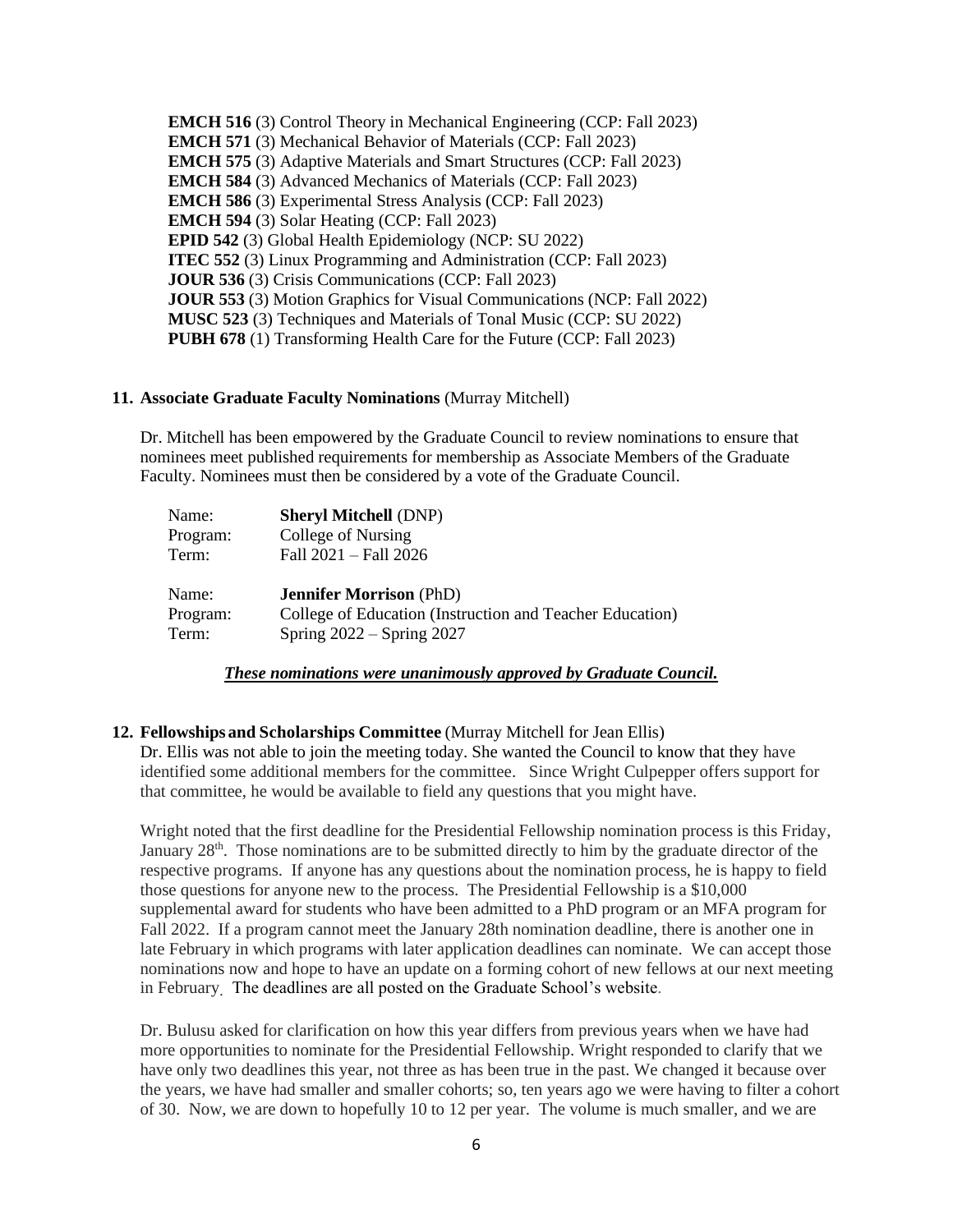**EMCH 516** (3) Control Theory in Mechanical Engineering (CCP: Fall 2023)
**EMCH 571** (3) Mechanical Behavior of Materials (CCP: Fall 2023)
**EMCH 575** (3) Adaptive Materials and Smart Structures (CCP: Fall 2023)
**EMCH 584** (3) Advanced Mechanics of Materials (CCP: Fall 2023)
**EMCH 586** (3) Experimental Stress Analysis (CCP: Fall 2023)
**EMCH 594** (3) Solar Heating (CCP: Fall 2023)
**EPID 542** (3) Global Health Epidemiology (NCP: SU 2022)
**ITEC 552** (3) Linux Programming and Administration (CCP: Fall 2023)
**JOUR 536** (3) Crisis Communications (CCP: Fall 2023)
**JOUR 553** (3) Motion Graphics for Visual Communications (NCP: Fall 2022)
**MUSC 523** (3) Techniques and Materials of Tonal Music (CCP: SU 2022)
**PUBH 678** (1) Transforming Health Care for the Future (CCP: Fall 2023)

**11. Associate Graduate Faculty Nominations** (Murray Mitchell)

Dr. Mitchell has been empowered by the Graduate Council to review nominations to ensure that nominees meet published requirements for membership as Associate Members of the Graduate Faculty. Nominees must then be considered by a vote of the Graduate Council.

Name: **Sheryl Mitchell** (DNP)
Program: College of Nursing
Term: Fall 2021 – Fall 2026

Name: **Jennifer Morrison** (PhD)
Program: College of Education (Instruction and Teacher Education)
Term: Spring 2022 – Spring 2027

***These nominations were unanimously approved by Graduate Council.***

**12. Fellowships and Scholarships Committee** (Murray Mitchell for Jean Ellis)

Dr. Ellis was not able to join the meeting today. She wanted the Council to know that they have identified some additional members for the committee. Since Wright Culpepper offers support for that committee, he would be available to field any questions that you might have.

Wright noted that the first deadline for the Presidential Fellowship nomination process is this Friday, January 28th. Those nominations are to be submitted directly to him by the graduate director of the respective programs. If anyone has any questions about the nomination process, he is happy to field those questions for anyone new to the process. The Presidential Fellowship is a $10,000 supplemental award for students who have been admitted to a PhD program or an MFA program for Fall 2022. If a program cannot meet the January 28th nomination deadline, there is another one in late February in which programs with later application deadlines can nominate. We can accept those nominations now and hope to have an update on a forming cohort of new fellows at our next meeting in February. The deadlines are all posted on the Graduate School's website.

Dr. Bulusu asked for clarification on how this year differs from previous years when we have had more opportunities to nominate for the Presidential Fellowship. Wright responded to clarify that we have only two deadlines this year, not three as has been true in the past. We changed it because over the years, we have had smaller and smaller cohorts; so, ten years ago we were having to filter a cohort of 30. Now, we are down to hopefully 10 to 12 per year. The volume is much smaller, and we are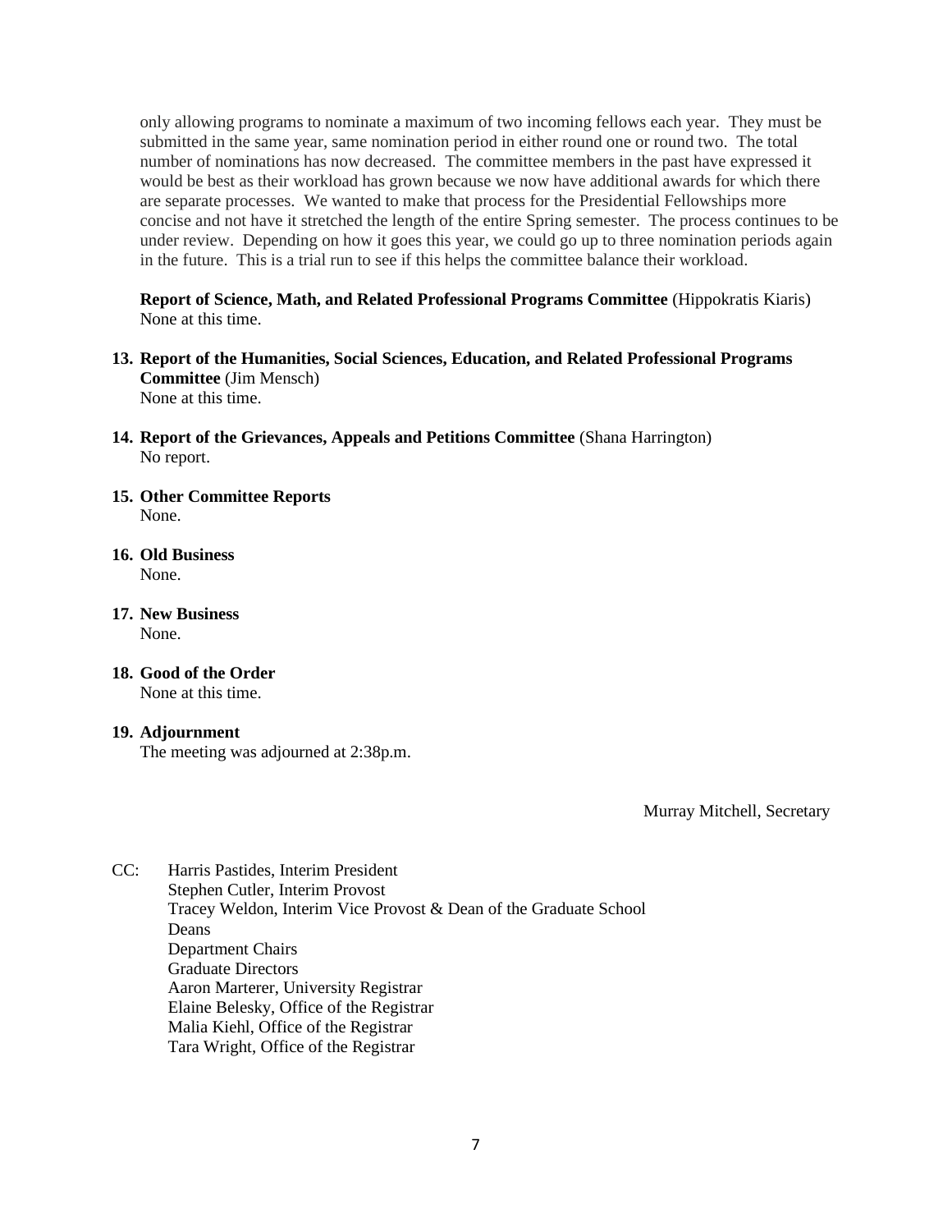only allowing programs to nominate a maximum of two incoming fellows each year. They must be submitted in the same year, same nomination period in either round one or round two. The total number of nominations has now decreased. The committee members in the past have expressed it would be best as their workload has grown because we now have additional awards for which there are separate processes. We wanted to make that process for the Presidential Fellowships more concise and not have it stretched the length of the entire Spring semester. The process continues to be under review. Depending on how it goes this year, we could go up to three nomination periods again in the future. This is a trial run to see if this helps the committee balance their workload.

**Report of Science, Math, and Related Professional Programs Committee** (Hippokratis Kiaris)
None at this time.

**13. Report of the Humanities, Social Sciences, Education, and Related Professional Programs Committee** (Jim Mensch)
None at this time.

**14. Report of the Grievances, Appeals and Petitions Committee** (Shana Harrington)
No report.

**15. Other Committee Reports**
None.

**16. Old Business**
None.

**17. New Business**
None.

**18. Good of the Order**
None at this time.

**19. Adjournment**
The meeting was adjourned at 2:38p.m.

Murray Mitchell, Secretary

CC: Harris Pastides, Interim President
Stephen Cutler, Interim Provost
Tracey Weldon, Interim Vice Provost & Dean of the Graduate School
Deans
Department Chairs
Graduate Directors
Aaron Marterer, University Registrar
Elaine Belesky, Office of the Registrar
Malia Kiehl, Office of the Registrar
Tara Wright, Office of the Registrar